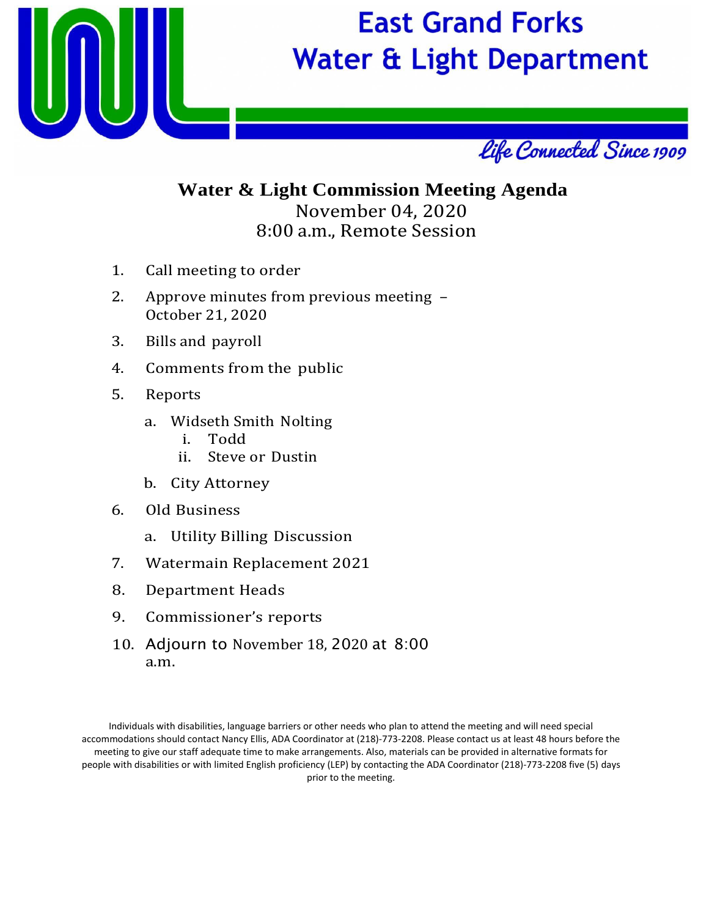# East Grand Forks Water & Light Department

*Life Connected Since 1909*

## Water & Light Commission Meeting Agenda

November 04, 2020
8:00 a.m., Remote Session

1. Call meeting to order
2. Approve minutes from previous meeting – October 21, 2020
3. Bills and payroll
4. Comments from the public
5. Reports
    a. Widseth Smith Nolting
        i. Todd
        ii. Steve or Dustin
    b. City Attorney
6. Old Business
    a. Utility Billing Discussion
7. Watermain Replacement 2021
8. Department Heads
9. Commissioner's reports
10. Adjourn to November 18, 2020 at 8:00 a.m.

Individuals with disabilities, language barriers or other needs who plan to attend the meeting and will need special accommodations should contact Nancy Ellis, ADA Coordinator at (218)-773-2208. Please contact us at least 48 hours before the meeting to give our staff adequate time to make arrangements. Also, materials can be provided in alternative formats for people with disabilities or with limited English proficiency (LEP) by contacting the ADA Coordinator (218)-773-2208 five (5) days prior to the meeting.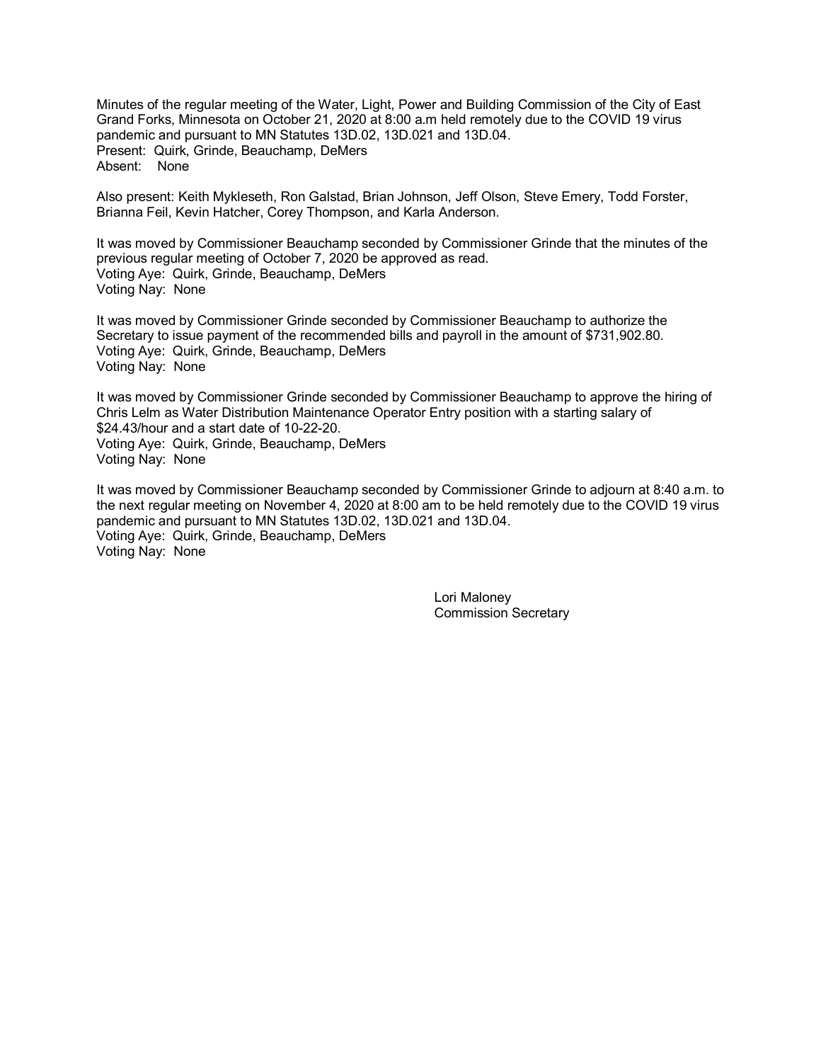Minutes of the regular meeting of the Water, Light, Power and Building Commission of the City of East Grand Forks, Minnesota on October 21, 2020 at 8:00 a.m held remotely due to the COVID 19 virus pandemic and pursuant to MN Statutes 13D.02, 13D.021 and 13D.04.
Present: Quirk, Grinde, Beauchamp, DeMers
Absent: None

Also present: Keith Mykleseth, Ron Galstad, Brian Johnson, Jeff Olson, Steve Emery, Todd Forster, Brianna Feil, Kevin Hatcher, Corey Thompson, and Karla Anderson.

It was moved by Commissioner Beauchamp seconded by Commissioner Grinde that the minutes of the previous regular meeting of October 7, 2020 be approved as read.
Voting Aye: Quirk, Grinde, Beauchamp, DeMers
Voting Nay: None

It was moved by Commissioner Grinde seconded by Commissioner Beauchamp to authorize the Secretary to issue payment of the recommended bills and payroll in the amount of $731,902.80.
Voting Aye: Quirk, Grinde, Beauchamp, DeMers
Voting Nay: None

It was moved by Commissioner Grinde seconded by Commissioner Beauchamp to approve the hiring of Chris Lelm as Water Distribution Maintenance Operator Entry position with a starting salary of $24.43/hour and a start date of 10-22-20.
Voting Aye: Quirk, Grinde, Beauchamp, DeMers
Voting Nay: None

It was moved by Commissioner Beauchamp seconded by Commissioner Grinde to adjourn at 8:40 a.m. to the next regular meeting on November 4, 2020 at 8:00 am to be held remotely due to the COVID 19 virus pandemic and pursuant to MN Statutes 13D.02, 13D.021 and 13D.04.
Voting Aye: Quirk, Grinde, Beauchamp, DeMers
Voting Nay: None

Lori Maloney
Commission Secretary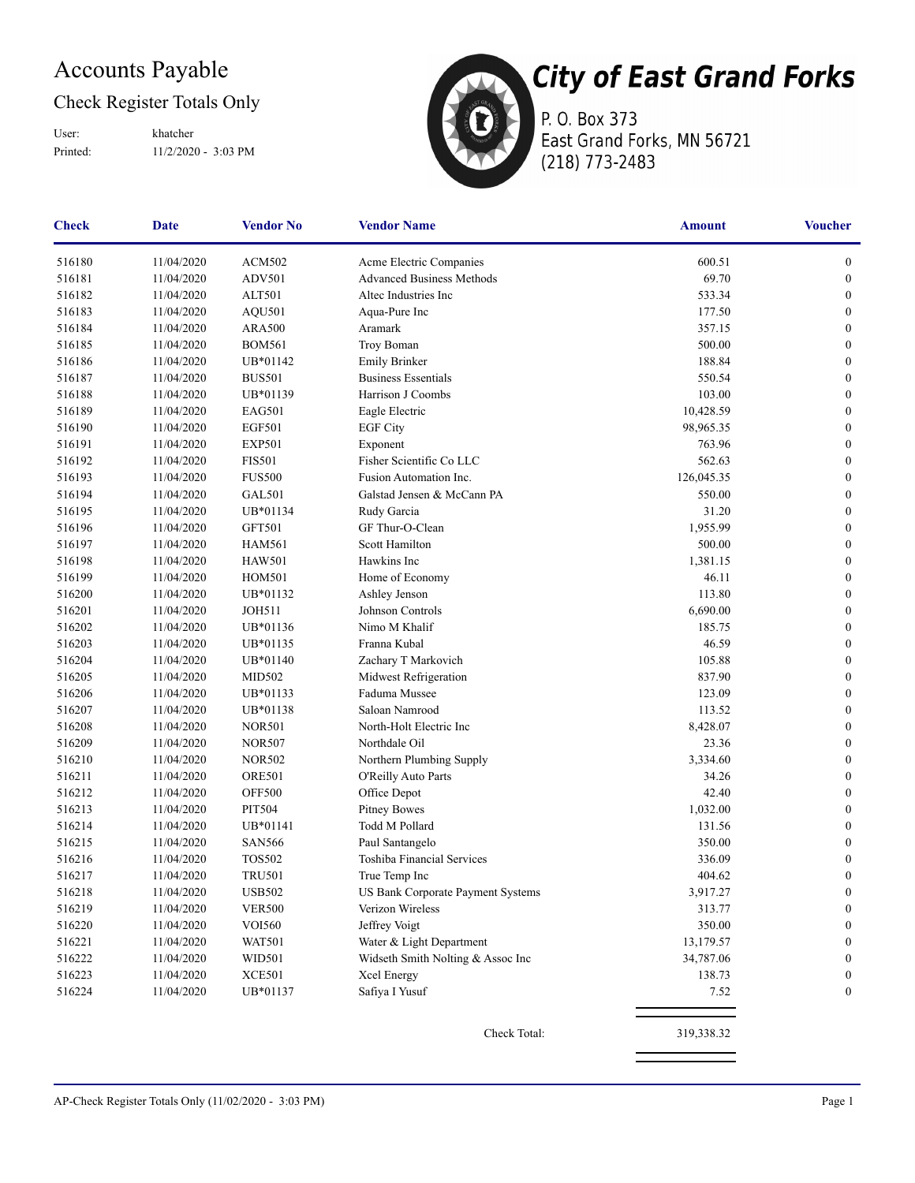# Accounts Payable

## Check Register Totals Only

User: khatcher
Printed: 11/2/2020 - 3:03 PM

**City of East Grand Forks**
P. O. Box 373
East Grand Forks, MN 56721
(218) 773-2483

| Check | Date | Vendor No | Vendor Name | Amount | Voucher |
|---|---|---|---|---|---|
| 516180 | 11/04/2020 | ACM502 | Acme Electric Companies | 600.51 | 0 |
| 516181 | 11/04/2020 | ADV501 | Advanced Business Methods | 69.70 | 0 |
| 516182 | 11/04/2020 | ALT501 | Altec Industries Inc | 533.34 | 0 |
| 516183 | 11/04/2020 | AQU501 | Aqua-Pure Inc | 177.50 | 0 |
| 516184 | 11/04/2020 | ARA500 | Aramark | 357.15 | 0 |
| 516185 | 11/04/2020 | BOM561 | Troy Boman | 500.00 | 0 |
| 516186 | 11/04/2020 | UB*01142 | Emily Brinker | 188.84 | 0 |
| 516187 | 11/04/2020 | BUS501 | Business Essentials | 550.54 | 0 |
| 516188 | 11/04/2020 | UB*01139 | Harrison J Coombs | 103.00 | 0 |
| 516189 | 11/04/2020 | EAG501 | Eagle Electric | 10,428.59 | 0 |
| 516190 | 11/04/2020 | EGF501 | EGF City | 98,965.35 | 0 |
| 516191 | 11/04/2020 | EXP501 | Exponent | 763.96 | 0 |
| 516192 | 11/04/2020 | FIS501 | Fisher Scientific Co LLC | 562.63 | 0 |
| 516193 | 11/04/2020 | FUS500 | Fusion Automation Inc. | 126,045.35 | 0 |
| 516194 | 11/04/2020 | GAL501 | Galstad Jensen & McCann PA | 550.00 | 0 |
| 516195 | 11/04/2020 | UB*01134 | Rudy Garcia | 31.20 | 0 |
| 516196 | 11/04/2020 | GFT501 | GF Thur-O-Clean | 1,955.99 | 0 |
| 516197 | 11/04/2020 | HAM561 | Scott Hamilton | 500.00 | 0 |
| 516198 | 11/04/2020 | HAW501 | Hawkins Inc | 1,381.15 | 0 |
| 516199 | 11/04/2020 | HOM501 | Home of Economy | 46.11 | 0 |
| 516200 | 11/04/2020 | UB*01132 | Ashley Jenson | 113.80 | 0 |
| 516201 | 11/04/2020 | JOH511 | Johnson Controls | 6,690.00 | 0 |
| 516202 | 11/04/2020 | UB*01136 | Nimo M Khalif | 185.75 | 0 |
| 516203 | 11/04/2020 | UB*01135 | Franna Kubal | 46.59 | 0 |
| 516204 | 11/04/2020 | UB*01140 | Zachary T Markovich | 105.88 | 0 |
| 516205 | 11/04/2020 | MID502 | Midwest Refrigeration | 837.90 | 0 |
| 516206 | 11/04/2020 | UB*01133 | Faduma Mussee | 123.09 | 0 |
| 516207 | 11/04/2020 | UB*01138 | Saloan Namrood | 113.52 | 0 |
| 516208 | 11/04/2020 | NOR501 | North-Holt Electric Inc | 8,428.07 | 0 |
| 516209 | 11/04/2020 | NOR507 | Northdale Oil | 23.36 | 0 |
| 516210 | 11/04/2020 | NOR502 | Northern Plumbing Supply | 3,334.60 | 0 |
| 516211 | 11/04/2020 | ORE501 | O'Reilly Auto Parts | 34.26 | 0 |
| 516212 | 11/04/2020 | OFF500 | Office Depot | 42.40 | 0 |
| 516213 | 11/04/2020 | PIT504 | Pitney Bowes | 1,032.00 | 0 |
| 516214 | 11/04/2020 | UB*01141 | Todd M Pollard | 131.56 | 0 |
| 516215 | 11/04/2020 | SAN566 | Paul Santangelo | 350.00 | 0 |
| 516216 | 11/04/2020 | TOS502 | Toshiba Financial Services | 336.09 | 0 |
| 516217 | 11/04/2020 | TRU501 | True Temp Inc | 404.62 | 0 |
| 516218 | 11/04/2020 | USB502 | US Bank Corporate Payment Systems | 3,917.27 | 0 |
| 516219 | 11/04/2020 | VER500 | Verizon Wireless | 313.77 | 0 |
| 516220 | 11/04/2020 | VOI560 | Jeffrey Voigt | 350.00 | 0 |
| 516221 | 11/04/2020 | WAT501 | Water & Light Department | 13,179.57 | 0 |
| 516222 | 11/04/2020 | WID501 | Widseth Smith Nolting & Assoc Inc | 34,787.06 | 0 |
| 516223 | 11/04/2020 | XCE501 | Xcel Energy | 138.73 | 0 |
| 516224 | 11/04/2020 | UB*01137 | Safiya I Yusuf | 7.52 | 0 |
| | | | Check Total: | 319,338.32 | |

AP-Check Register Totals Only (11/02/2020 - 3:03 PM)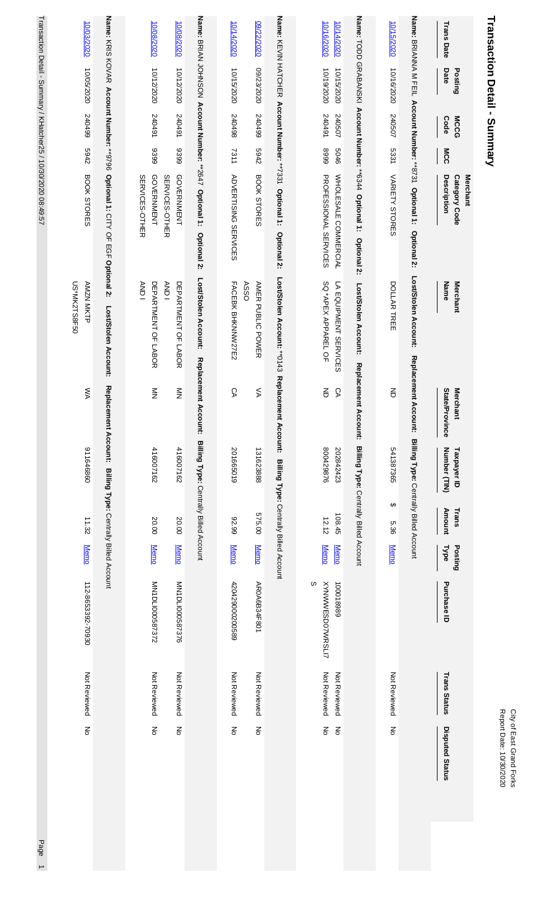# Transaction Detail - Summary

City of East Grand Forks
Report Date: 10/30/2020

| Trans Date | Posting Date | MCCG Code | MCC | Merchant Category Code Description | Merchant Name | Merchant State/Province | Taxpayer ID Number (TIN) | Trans Amount | Posting Type | Purchase ID | Trans Status | Disputed Status |
|---|---|---|---|---|---|---|---|---|---|---|---|---|
| **Name:** BRIANNA M FEIL **Account Number:** **8731 **Optional 1:** **Optional 2:** **Lost/Stolen Account:** **Replacement Account:** **Billing Type:** Centrally Billed Account | | | | | | | | | | | | |
| 10/15/2020 | 10/16/2020 | 240507 | 5331 | VARIETY STORES | DOLLAR TREE | ND | 541387365 | $ 5.36 | Memo | | Not Reviewed | No |
| **Name:** TODD GRABANSKI **Account Number:** **6344 **Optional 1:** **Optional 2:** **Lost/Stolen Account:** **Replacement Account:** **Billing Type:** Centrally Billed Account | | | | | | | | | | | | |
| 10/14/2020 | 10/15/2020 | 240507 | 5046 | WHOLESALE COMMERCIAL | LA EQUIPMENT SERVICES | CA | 202842423 | 108.45 | Memo | 10018989 | Not Reviewed | No |
| 10/16/2020 | 10/19/2020 | 240491 | 8999 | PROFESSIONAL SERVICES | SQ *APEX APPAREL OF | ND | 800429876 | 12.12 | Memo | XYNWWESD07WRSLI7S | Not Reviewed | No |
| **Name:** KEVIN HATCHER **Account Number:** **7331 **Optional 1:** **Optional 2:** **Lost/Stolen Account:** **0143 **Replacement Account:** **Billing Type:** Centrally Billed Account | | | | | | | | | | | | |
| 09/22/2020 | 09/23/2020 | 240499 | 5942 | BOOK STORES | AMER PUBLIC POWER ASSO | VA | 131623888 | 575.00 | Memo | AR0A6B34F801 | Not Reviewed | No |
| 10/14/2020 | 10/15/2020 | 240498 | 7311 | ADVERTISING SERVICES | FACEBK BHKNNW27E2 | CA | 201665019 | 92.99 | Memo | 4204290020589 | Not Reviewed | No |
| **Name:** BRIAN JOHNSON **Account Number:** **2647 **Optional 1:** **Optional 2:** **Lost/Stolen Account:** **Replacement Account:** **Billing Type:** Centrally Billed Account | | | | | | | | | | | | |
| 10/08/2020 | 10/12/2020 | 240491 | 9399 | GOVERNMENT SERVICES-OTHER | DEPARTMENT OF LABOR AND I | MN | 416007162 | 20.00 | Memo | MN1DLI005587376 | Not Reviewed | No |
| 10/08/2020 | 10/12/2020 | 240491 | 9399 | GOVERNMENT SERVICES-OTHER | DEPARTMENT OF LABOR AND I | MN | 416007162 | 20.00 | Memo | MN1DLI005587372 | Not Reviewed | No |
| **Name:** KRIS KOVAR **Account Number:** **9796 **Optional 1:** CITY OF EGF **Optional 2:** **Lost/Stolen Account:** **Replacement Account:** **Billing Type:** Centrally Billed Account | | | | | | | | | | | | |
| 10/03/2020 | 10/05/2020 | 240499 | 5942 | BOOK STORES | AMZN MKTP US*MK2TS8F50 | WA | 911646860 | 11.32 | Memo | 112-8653392-70930 | Not Reviewed | No |

Transaction Detail - Summary / KHatcher25 / 10/30/2020 08:49:57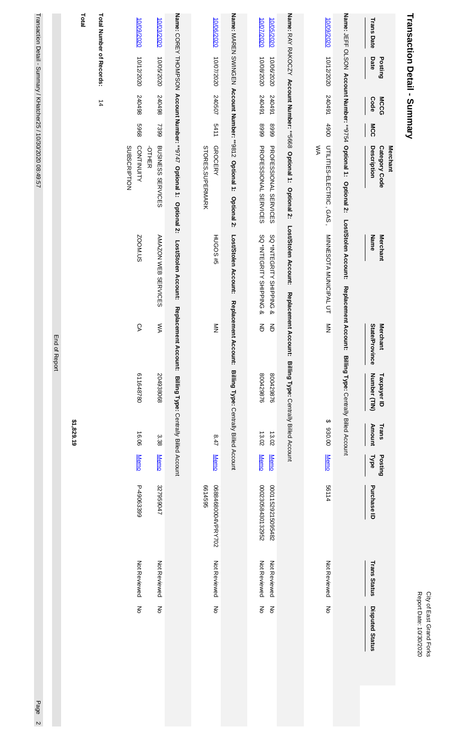# Transaction Detail - Summary

City of East Grand Forks
Report Date: 10/30/2020

| Trans Date | Posting Date | MCCG Code | MCC | Merchant Category Code Description | Merchant Name | Merchant State/Province | Taxpayer ID Number (TIN) | Trans Amount | Posting Type | Purchase ID | Trans Status | Disputed Status |
|---|---|---|---|---|---|---|---|---|---|---|---|---|
| **Name:** JEFF OLSON **Account Number:** **9754 **Optional 1: Optional 2: Lost/Stolen Account: Replacement Account: Billing Type:** Centrally Billed Account | | | | | | | | | | | | |
| 10/09/2020 | 10/12/2020 | 240491 | 4900 | UTILITIES-ELECTRIC, GAS, WA | MINNESOTA MUNICIPAL UT | MN | | $ 930.00 | Memo | 56114 | Not Reviewed | No |
| **Name:** RAY RAKOCZY **Account Number:** **5668 **Optional 1: Optional 2: Lost/Stolen Account: Replacement Account: Billing Type:** Centrally Billed Account | | | | | | | | | | | | |
| 10/05/2020 | 10/06/2020 | 240491 | 8999 | PROFESSIONAL SERVICES | SQ *INTEGRITY SHIPPING & | ND | 800429876 | 13.02 | Memo | 0001152921509548​2 | Not Reviewed | No |
| 10/07/2020 | 10/08/2020 | 240491 | 8999 | PROFESSIONAL SERVICES | SQ *INTEGRITY SHIPPING & | ND | 800429876 | 13.02 | Memo | 00023058430132952 | Not Reviewed | No |
| **Name:** MAREN SWINGEN **Account Number:** **9812 **Optional 1: Optional 2: Lost/Stolen Account: Replacement Account: Billing Type:** Centrally Billed Account | | | | | | | | | | | | |
| 10/06/2020 | 10/07/2020 | 240507 | 5411 | GROCERY STORES,SUPERMARK | HUGOS #5 | MN | | 8.47 | Memo | 068848000​04VPRY702 6614595 | Not Reviewed | No |
| **Name:** COREY THOMPSON **Account Number:** **9747 **Optional 1: Optional 2: Lost/Stolen Account: Replacement Account: Billing Type:** Centrally Billed Account | | | | | | | | | | | | |
| 10/03/2020 | 10/05/2020 | 240498 | 7399 | BUSINESS SERVICES -OTHER | AMAZON WEB SERVICES | WA | 204938068 | 3.38 | Memo | 327959047 | Not Reviewed | No |
| 10/09/2020 | 10/12/2020 | 240498 | 5968 | CONTINUITY SUBSCRIPTION | ZOOM.US | CA | 611648780 | 16.06 | Memo | P-49063399 | Not Reviewed | No |

**Total Number of Records:** 14

**Total** $1,829.19

End of Report

Transaction Detail - Summary / KHatcher25 / 10/30/2020 08:49:57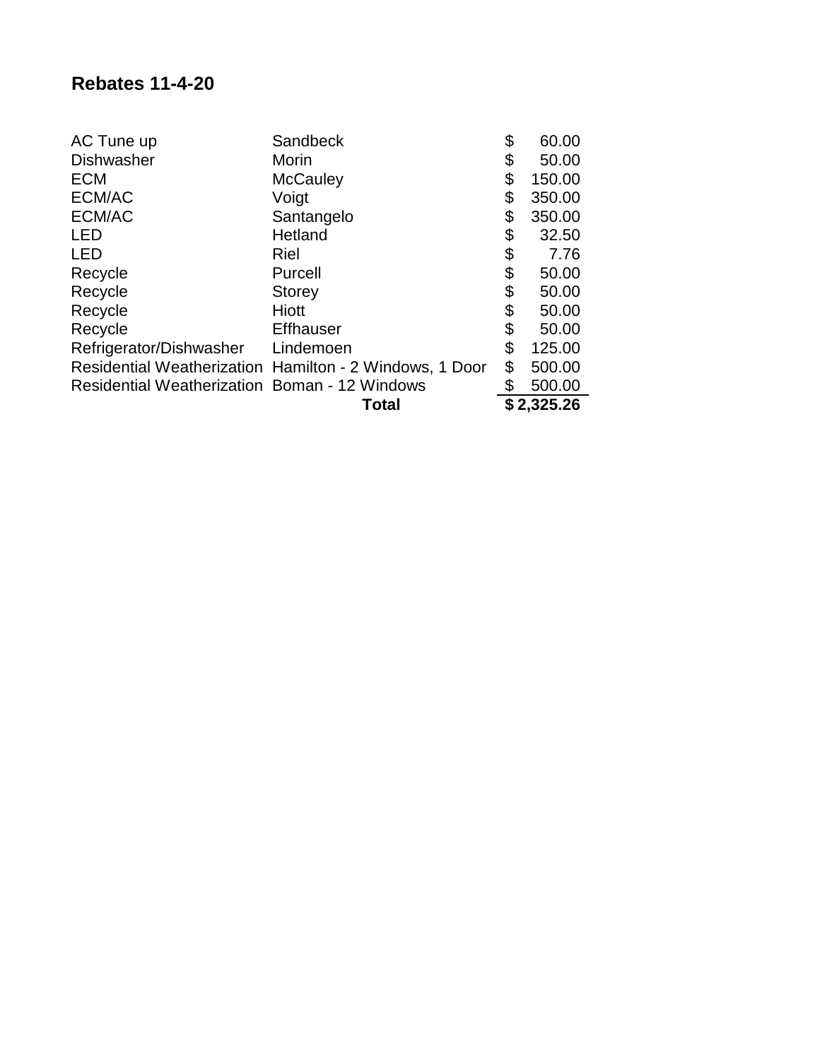# Rebates 11-4-20

| | | |
|---|---|---|
| AC Tune up | Sandbeck | $ 60.00 |
| Dishwasher | Morin | $ 50.00 |
| ECM | McCauley | $ 150.00 |
| ECM/AC | Voigt | $ 350.00 |
| ECM/AC | Santangelo | $ 350.00 |
| LED | Hetland | $ 32.50 |
| LED | Riel | $ 7.76 |
| Recycle | Purcell | $ 50.00 |
| Recycle | Storey | $ 50.00 |
| Recycle | Hiott | $ 50.00 |
| Recycle | Effhauser | $ 50.00 |
| Refrigerator/Dishwasher | Lindemoen | $ 125.00 |
| Residential Weatherization | Hamilton - 2 Windows, 1 Door | $ 500.00 |
| Residential Weatherization | Boman - 12 Windows | $ 500.00 |
| | **Total** | **$ 2,325.26** |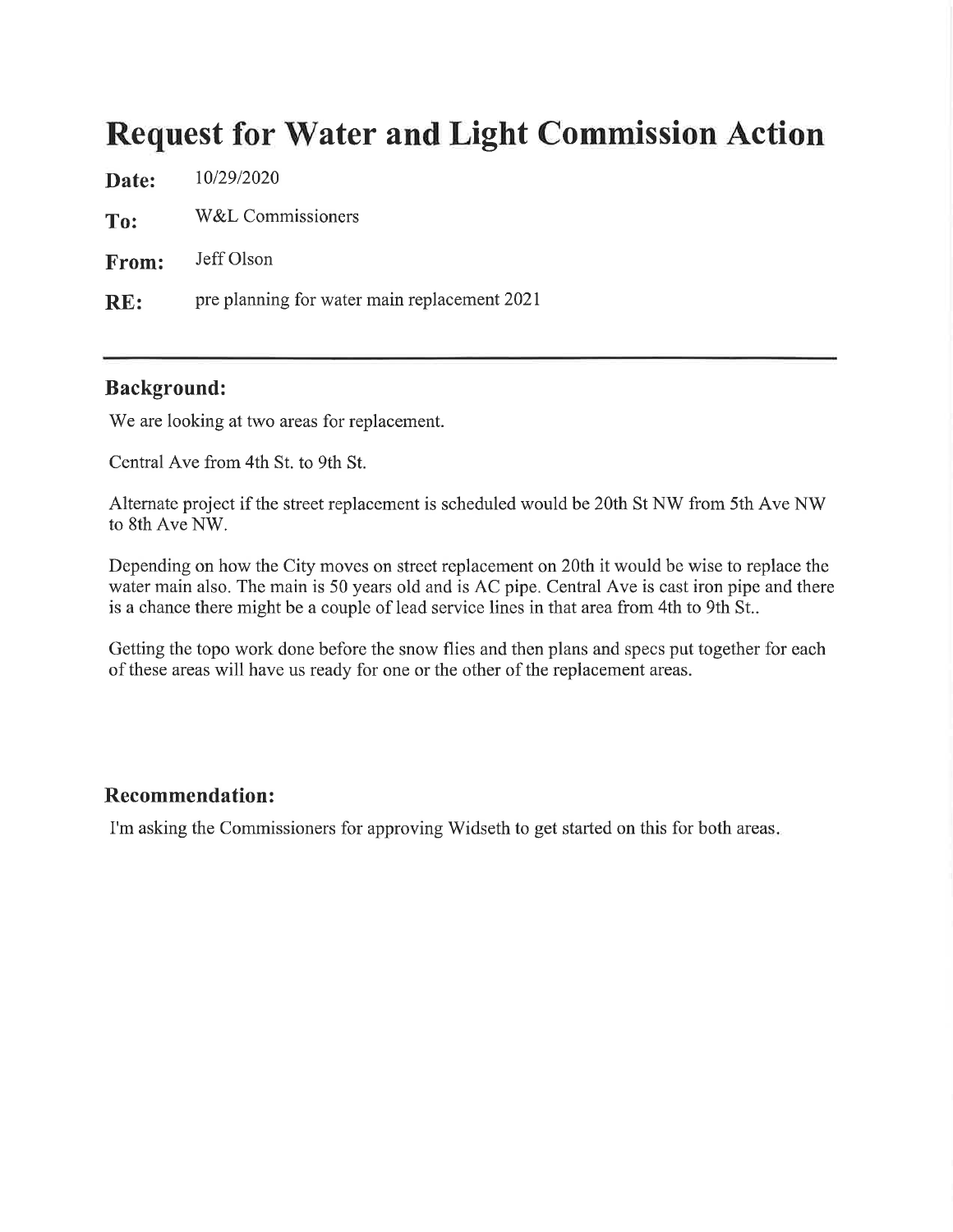# Request for Water and Light Commission Action

**Date:** 10/29/2020

**To:** W&L Commissioners

**From:** Jeff Olson

**RE:** pre planning for water main replacement 2021

---

## Background:

We are looking at two areas for replacement.

Central Ave from 4th St. to 9th St.

Alternate project if the street replacement is scheduled would be 20th St NW from 5th Ave NW to 8th Ave NW.

Depending on how the City moves on street replacement on 20th it would be wise to replace the water main also. The main is 50 years old and is AC pipe. Central Ave is cast iron pipe and there is a chance there might be a couple of lead service lines in that area from 4th to 9th St..

Getting the topo work done before the snow flies and then plans and specs put together for each of these areas will have us ready for one or the other of the replacement areas.

## Recommendation:

I'm asking the Commissioners for approving Widseth to get started on this for both areas.